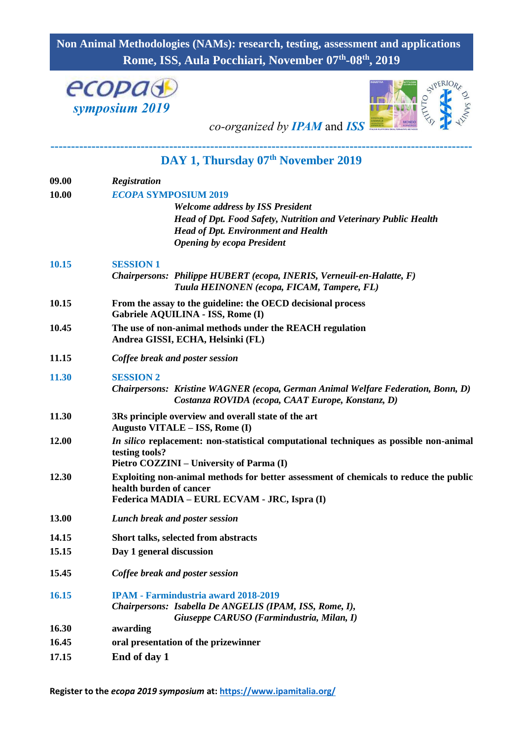# Non Animal Methodologies (NAMs): research, testing, assessment and applications
## Rome, ISS, Aula Pocchiari, November 07th-08th, 2019

*ecopa symposium 2019*

*co-organized by **IPAM** and **ISS***

---

## DAY 1, Thursday 07th November 2019

**09.00** *Registration*

**10.00** ***ECOPA* SYMPOSIUM 2019**

- ***Welcome address by ISS President***
- ***Head of Dpt. Food Safety, Nutrition and Veterinary Public Health***
- ***Head of Dpt. Environment and Health***
- ***Opening by ecopa President***

**10.15** **SESSION 1**

***Chairpersons:*** ***Philippe HUBERT (ecopa, INERIS, Verneuil-en-Halatte, F)***
***Tuula HEINONEN (ecopa, FICAM, Tampere, FL)***

**10.15** **From the assay to the guideline: the OECD decisional process**
**Gabriele AQUILINA - ISS, Rome (I)**

**10.45** **The use of non-animal methods under the REACH regulation**
**Andrea GISSI, ECHA, Helsinki (FL)**

**11.15** *Coffee break and poster session*

**11.30** **SESSION 2**

***Chairpersons:*** ***Kristine WAGNER (ecopa, German Animal Welfare Federation, Bonn, D)***
***Costanza ROVIDA (ecopa, CAAT Europe, Konstanz, D)***

**11.30** **3Rs principle overview and overall state of the art**
**Augusto VITALE – ISS, Rome (I)**

**12.00** ***In silico* replacement: non-statistical computational techniques as possible non-animal testing tools?**
**Pietro COZZINI – University of Parma (I)**

**12.30** **Exploiting non-animal methods for better assessment of chemicals to reduce the public health burden of cancer**
**Federica MADIA – EURL ECVAM - JRC, Ispra (I)**

**13.00** *Lunch break and poster session*

**14.15** **Short talks, selected from abstracts**

**15.15** **Day 1 general discussion**

**15.45** *Coffee break and poster session*

**16.15** **IPAM - Farmindustria award 2018-2019**

***Chairpersons:*** ***Isabella De ANGELIS (IPAM, ISS, Rome, I),***
***Giuseppe CARUSO (Farmindustria, Milan, I)***

**16.30** **awarding**

**16.45** **oral presentation of the prizewinner**

**17.15** **End of day 1**

**Register to the *ecopa 2019 symposium* at: https://www.ipamitalia.org/**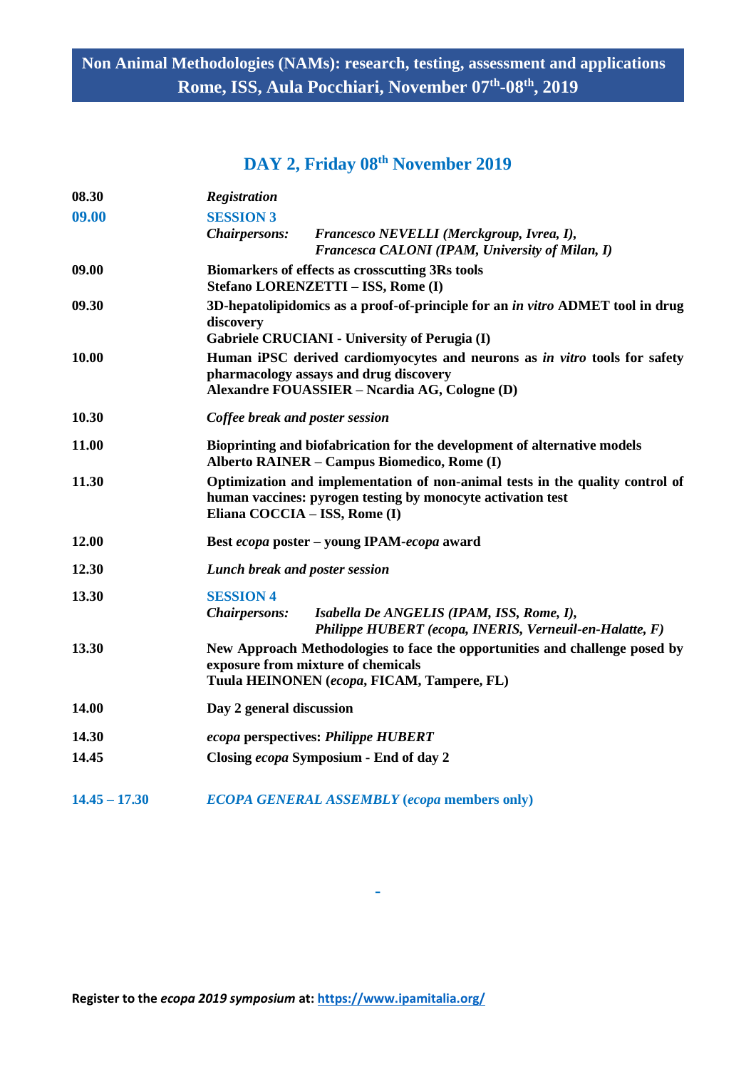## DAY 2, Friday 08th November 2019

| | |
|---|---|
| 08.30 | *Registration* |
| **09.00** | **SESSION 3** |
| | *Chairpersons:* ***Francesco NEVELLI (Merckgroup, Ivrea, I), Francesca CALONI (IPAM, University of Milan, I)*** |
| **09.00** | **Biomarkers of effects as crosscutting 3Rs tools**<br>**Stefano LORENZETTI – ISS, Rome (I)** |
| **09.30** | **3D-hepatolipidomics as a proof-of-principle for an *in vitro* ADMET tool in drug discovery**<br>**Gabriele CRUCIANI - University of Perugia (I)** |
| **10.00** | **Human iPSC derived cardiomyocytes and neurons as *in vitro* tools for safety pharmacology assays and drug discovery**<br>**Alexandre FOUASSIER – Ncardia AG, Cologne (D)** |
| **10.30** | ***Coffee break and poster session*** |
| **11.00** | **Bioprinting and biofabrication for the development of alternative models**<br>**Alberto RAINER – Campus Biomedico, Rome (I)** |
| **11.30** | **Optimization and implementation of non-animal tests in the quality control of human vaccines: pyrogen testing by monocyte activation test**<br>**Eliana COCCIA – ISS, Rome (I)** |
| **12.00** | **Best *ecopa* poster – young IPAM-*ecopa* award** |
| **12.30** | ***Lunch break and poster session*** |
| **13.30** | **SESSION 4** |
| | *Chairpersons:* ***Isabella De ANGELIS (IPAM, ISS, Rome, I), Philippe HUBERT (ecopa, INERIS, Verneuil-en-Halatte, F)*** |
| **13.30** | **New Approach Methodologies to face the opportunities and challenge posed by exposure from mixture of chemicals**<br>**Tuula HEINONEN (*ecopa*, FICAM, Tampere, FL)** |
| **14.00** | **Day 2 general discussion** |
| **14.30** | ***ecopa* perspectives: *Philippe HUBERT*** |
| **14.45** | **Closing *ecopa* Symposium - End of day 2** |
| **14.45 – 17.30** | ***ECOPA GENERAL ASSEMBLY* (*ecopa* members only)** |

**Register to the *ecopa 2019 symposium* at: https://www.ipamitalia.org/**